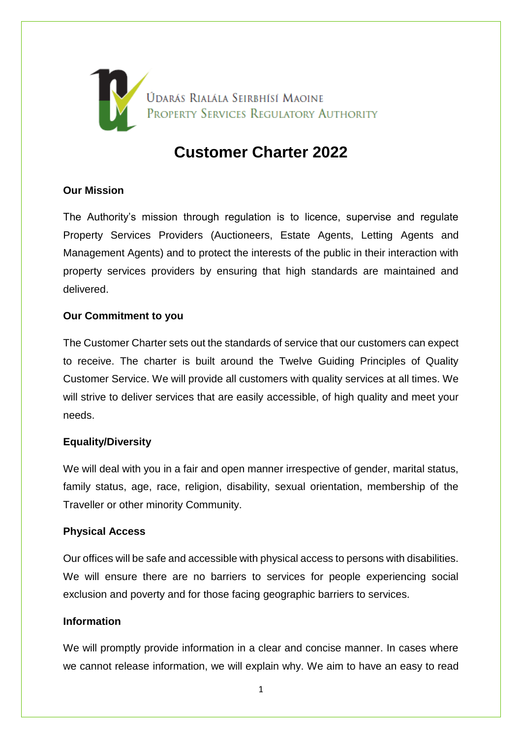Údarás Rialála Seirbhísí Maoine
Property Services Regulatory Authority

# Customer Charter 2022

**Our Mission**

The Authority's mission through regulation is to licence, supervise and regulate Property Services Providers (Auctioneers, Estate Agents, Letting Agents and Management Agents) and to protect the interests of the public in their interaction with property services providers by ensuring that high standards are maintained and delivered.

**Our Commitment to you**

The Customer Charter sets out the standards of service that our customers can expect to receive. The charter is built around the Twelve Guiding Principles of Quality Customer Service. We will provide all customers with quality services at all times. We will strive to deliver services that are easily accessible, of high quality and meet your needs.

**Equality/Diversity**

We will deal with you in a fair and open manner irrespective of gender, marital status, family status, age, race, religion, disability, sexual orientation, membership of the Traveller or other minority Community.

**Physical Access**

Our offices will be safe and accessible with physical access to persons with disabilities. We will ensure there are no barriers to services for people experiencing social exclusion and poverty and for those facing geographic barriers to services.

**Information**

We will promptly provide information in a clear and concise manner. In cases where we cannot release information, we will explain why. We aim to have an easy to read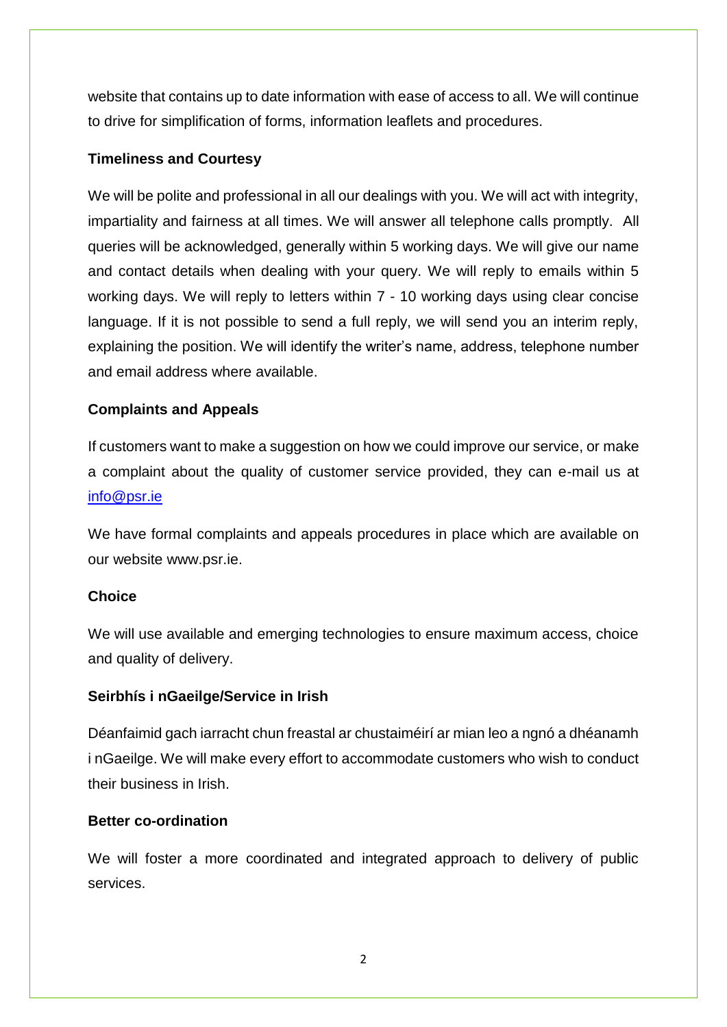website that contains up to date information with ease of access to all. We will continue to drive for simplification of forms, information leaflets and procedures.

**Timeliness and Courtesy**

We will be polite and professional in all our dealings with you. We will act with integrity, impartiality and fairness at all times. We will answer all telephone calls promptly. All queries will be acknowledged, generally within 5 working days. We will give our name and contact details when dealing with your query. We will reply to emails within 5 working days. We will reply to letters within 7 - 10 working days using clear concise language. If it is not possible to send a full reply, we will send you an interim reply, explaining the position. We will identify the writer's name, address, telephone number and email address where available.

**Complaints and Appeals**

If customers want to make a suggestion on how we could improve our service, or make a complaint about the quality of customer service provided, they can e-mail us at [info@psr.ie](mailto:info@psr.ie)

We have formal complaints and appeals procedures in place which are available on our website www.psr.ie.

**Choice**

We will use available and emerging technologies to ensure maximum access, choice and quality of delivery.

**Seirbhís i nGaeilge/Service in Irish**

Déanfaimid gach iarracht chun freastal ar chustaiméirí ar mian leo a ngnó a dhéanamh i nGaeilge. We will make every effort to accommodate customers who wish to conduct their business in Irish.

**Better co-ordination**

We will foster a more coordinated and integrated approach to delivery of public services.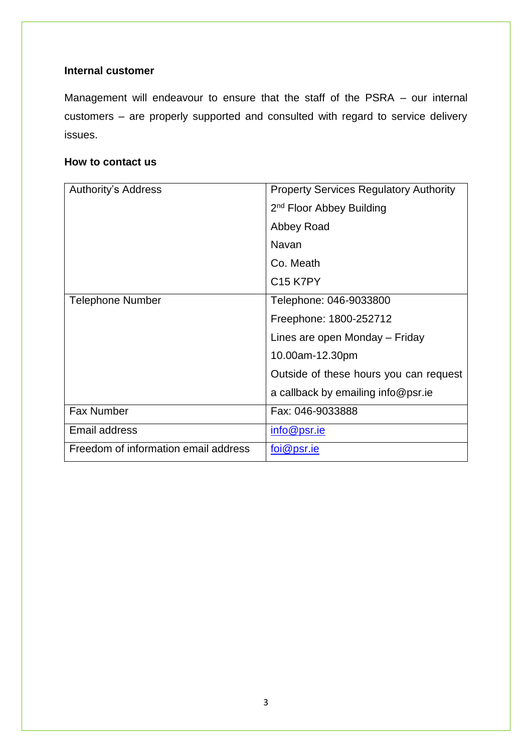**Internal customer**

Management will endeavour to ensure that the staff of the PSRA – our internal customers – are properly supported and consulted with regard to service delivery issues.

**How to contact us**

| | |
|---|---|
| Authority's Address | Property Services Regulatory Authority<br>2nd Floor Abbey Building<br>Abbey Road<br>Navan<br>Co. Meath<br>C15 K7PY |
| Telephone Number | Telephone: 046-9033800<br>Freephone: 1800-252712<br>Lines are open Monday – Friday<br>10.00am-12.30pm<br>Outside of these hours you can request a callback by emailing info@psr.ie |
| Fax Number | Fax: 046-9033888 |
| Email address | info@psr.ie |
| Freedom of information email address | foi@psr.ie |